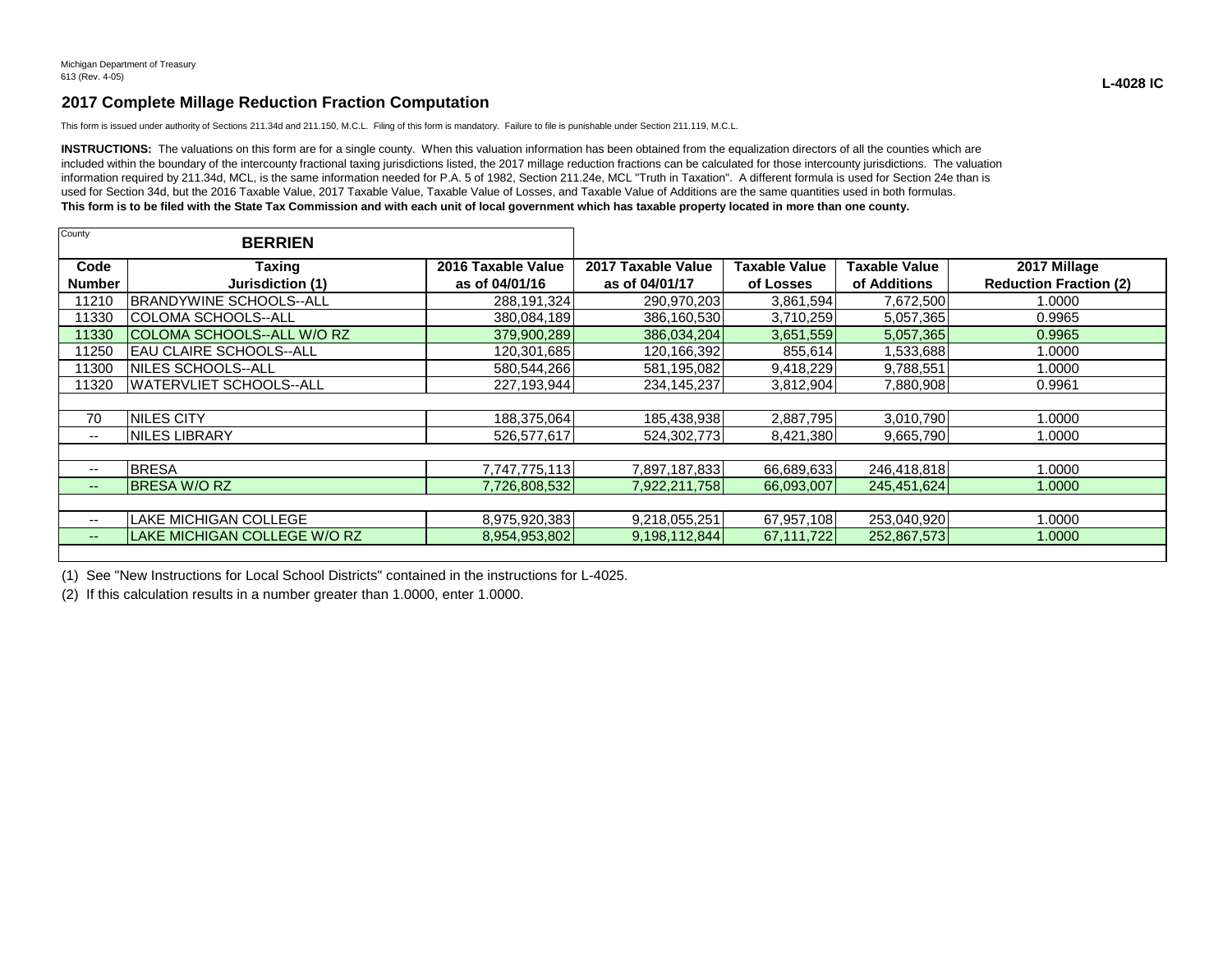Michigan Department of Treasury
613 (Rev. 4-05)

**L-4028 IC**

## 2017 Complete Millage Reduction Fraction Computation

This form is issued under authority of Sections 211.34d and 211.150, M.C.L. Filing of this form is mandatory. Failure to file is punishable under Section 211.119, M.C.L.

**INSTRUCTIONS:** The valuations on this form are for a single county. When this valuation information has been obtained from the equalization directors of all the counties which are included within the boundary of the intercounty fractional taxing jurisdictions listed, the 2017 millage reduction fractions can be calculated for those intercounty jurisdictions. The valuation information required by 211.34d, MCL, is the same information needed for P.A. 5 of 1982, Section 211.24e, MCL "Truth in Taxation". A different formula is used for Section 24e than is used for Section 34d, but the 2016 Taxable Value, 2017 Taxable Value, Taxable Value of Losses, and Taxable Value of Additions are the same quantities used in both formulas.
**This form is to be filed with the State Tax Commission and with each unit of local government which has taxable property located in more than one county.**

County: **BERRIEN**

| Code Number | Taxing Jurisdiction (1) | 2016 Taxable Value as of 04/01/16 | 2017 Taxable Value as of 04/01/17 | Taxable Value of Losses | Taxable Value of Additions | 2017 Millage Reduction Fraction (2) |
|---|---|---|---|---|---|---|
| 11210 | BRANDYWINE SCHOOLS--ALL | 288,191,324 | 290,970,203 | 3,861,594 | 7,672,500 | 1.0000 |
| 11330 | COLOMA SCHOOLS--ALL | 380,084,189 | 386,160,530 | 3,710,259 | 5,057,365 | 0.9965 |
| 11330 | COLOMA SCHOOLS--ALL W/O RZ | 379,900,289 | 386,034,204 | 3,651,559 | 5,057,365 | 0.9965 |
| 11250 | EAU CLAIRE SCHOOLS--ALL | 120,301,685 | 120,166,392 | 855,614 | 1,533,688 | 1.0000 |
| 11300 | NILES SCHOOLS--ALL | 580,544,266 | 581,195,082 | 9,418,229 | 9,788,551 | 1.0000 |
| 11320 | WATERVLIET SCHOOLS--ALL | 227,193,944 | 234,145,237 | 3,812,904 | 7,880,908 | 0.9961 |
| | | | | | | |
| 70 | NILES CITY | 188,375,064 | 185,438,938 | 2,887,795 | 3,010,790 | 1.0000 |
| -- | NILES LIBRARY | 526,577,617 | 524,302,773 | 8,421,380 | 9,665,790 | 1.0000 |
| | | | | | | |
| -- | BRESA | 7,747,775,113 | 7,897,187,833 | 66,689,633 | 246,418,818 | 1.0000 |
| -- | BRESA W/O RZ | 7,726,808,532 | 7,922,211,758 | 66,093,007 | 245,451,624 | 1.0000 |
| | | | | | | |
| -- | LAKE MICHIGAN COLLEGE | 8,975,920,383 | 9,218,055,251 | 67,957,108 | 253,040,920 | 1.0000 |
| -- | LAKE MICHIGAN COLLEGE W/O RZ | 8,954,953,802 | 9,198,112,844 | 67,111,722 | 252,867,573 | 1.0000 |

(1) See "New Instructions for Local School Districts" contained in the instructions for L-4025.

(2) If this calculation results in a number greater than 1.0000, enter 1.0000.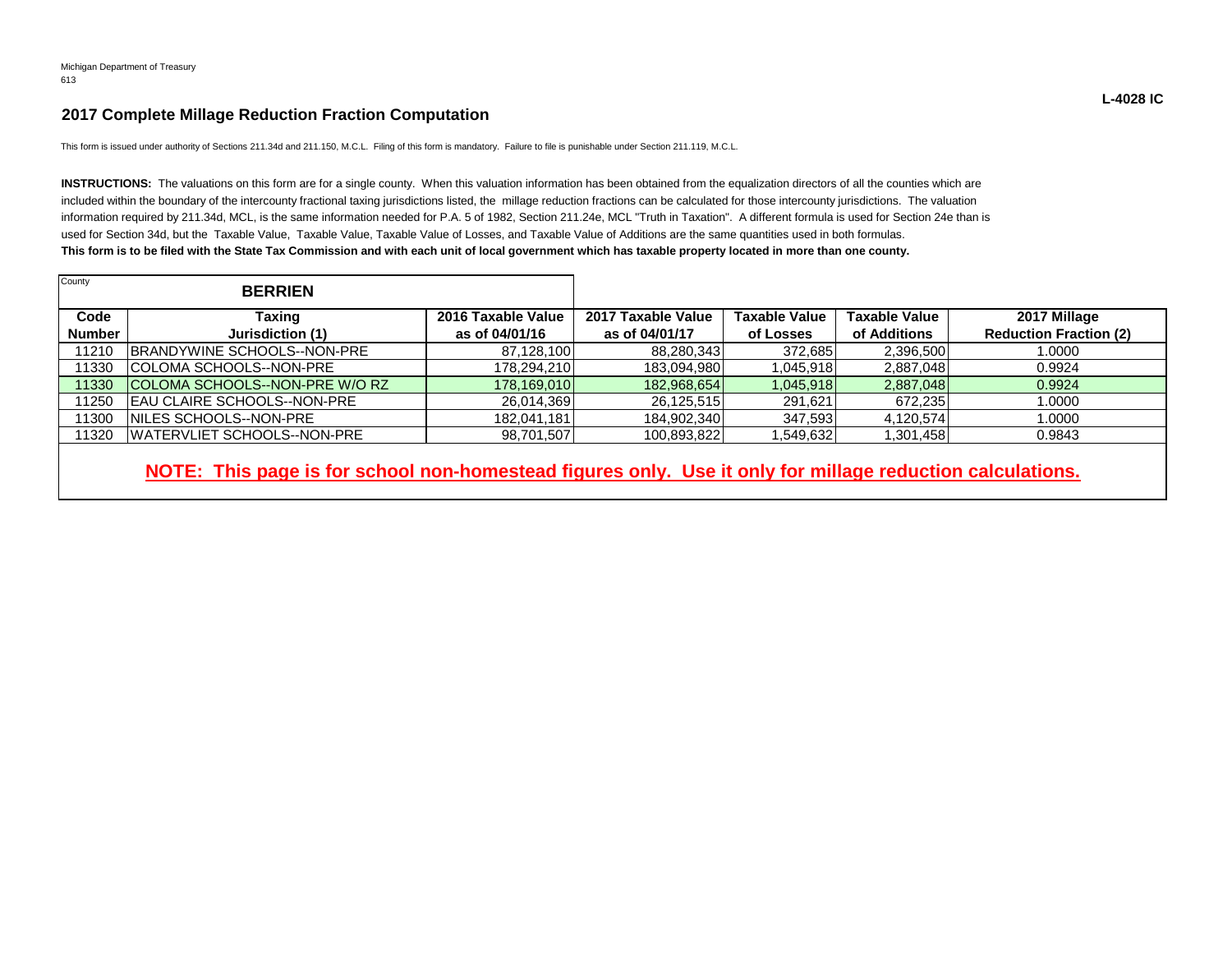Michigan Department of Treasury
613

**L-4028 IC**

## 2017 Complete Millage Reduction Fraction Computation

This form is issued under authority of Sections 211.34d and 211.150, M.C.L. Filing of this form is mandatory. Failure to file is punishable under Section 211.119, M.C.L.

**INSTRUCTIONS:** The valuations on this form are for a single county. When this valuation information has been obtained from the equalization directors of all the counties which are included within the boundary of the intercounty fractional taxing jurisdictions listed, the millage reduction fractions can be calculated for those intercounty jurisdictions. The valuation information required by 211.34d, MCL, is the same information needed for P.A. 5 of 1982, Section 211.24e, MCL "Truth in Taxation". A different formula is used for Section 24e than is used for Section 34d, but the Taxable Value, Taxable Value, Taxable Value of Losses, and Taxable Value of Additions are the same quantities used in both formulas.
**This form is to be filed with the State Tax Commission and with each unit of local government which has taxable property located in more than one county.**

County: **BERRIEN**

| Code Number | Taxing Jurisdiction (1) | 2016 Taxable Value as of 04/01/16 | 2017 Taxable Value as of 04/01/17 | Taxable Value of Losses | Taxable Value of Additions | 2017 Millage Reduction Fraction (2) |
|---|---|---|---|---|---|---|
| 11210 | BRANDYWINE SCHOOLS--NON-PRE | 87,128,100 | 88,280,343 | 372,685 | 2,396,500 | 1.0000 |
| 11330 | COLOMA SCHOOLS--NON-PRE | 178,294,210 | 183,094,980 | 1,045,918 | 2,887,048 | 0.9924 |
| 11330 | COLOMA SCHOOLS--NON-PRE W/O RZ | 178,169,010 | 182,968,654 | 1,045,918 | 2,887,048 | 0.9924 |
| 11250 | EAU CLAIRE SCHOOLS--NON-PRE | 26,014,369 | 26,125,515 | 291,621 | 672,235 | 1.0000 |
| 11300 | NILES SCHOOLS--NON-PRE | 182,041,181 | 184,902,340 | 347,593 | 4,120,574 | 1.0000 |
| 11320 | WATERVLIET SCHOOLS--NON-PRE | 98,701,507 | 100,893,822 | 1,549,632 | 1,301,458 | 0.9843 |

**NOTE: This page is for school non-homestead figures only. Use it only for millage reduction calculations.**